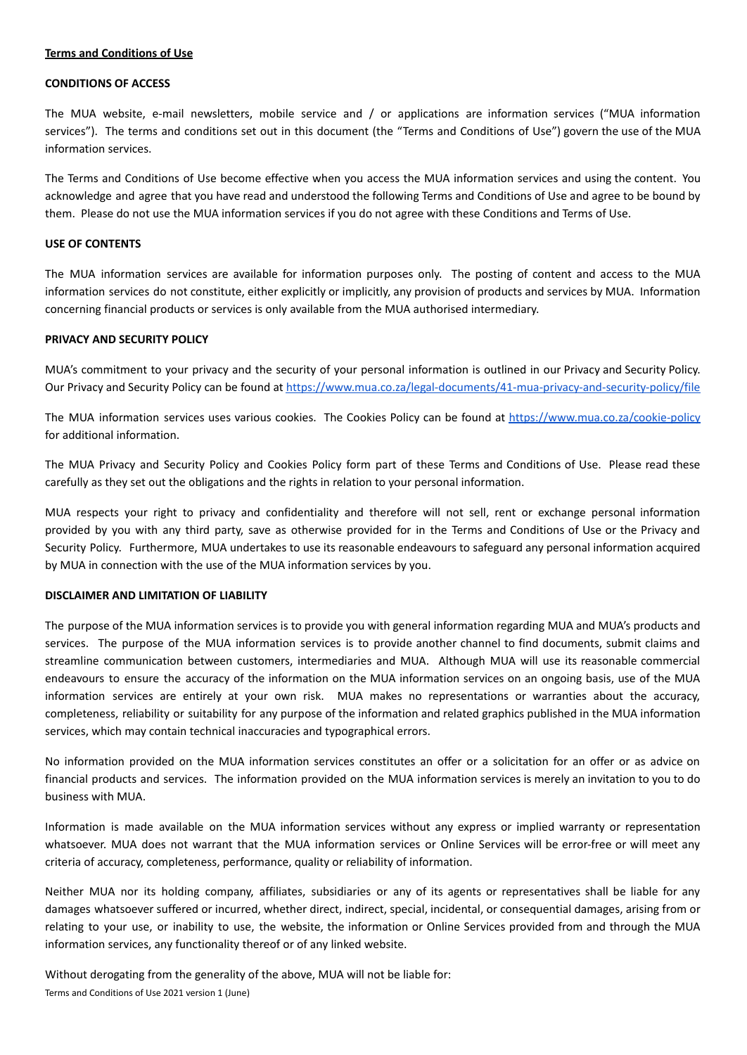**Terms and Conditions of Use**

**CONDITIONS OF ACCESS**

The MUA website, e-mail newsletters, mobile service and / or applications are information services ("MUA information services"). The terms and conditions set out in this document (the "Terms and Conditions of Use") govern the use of the MUA information services.

The Terms and Conditions of Use become effective when you access the MUA information services and using the content. You acknowledge and agree that you have read and understood the following Terms and Conditions of Use and agree to be bound by them. Please do not use the MUA information services if you do not agree with these Conditions and Terms of Use.

**USE OF CONTENTS**

The MUA information services are available for information purposes only. The posting of content and access to the MUA information services do not constitute, either explicitly or implicitly, any provision of products and services by MUA. Information concerning financial products or services is only available from the MUA authorised intermediary.

**PRIVACY AND SECURITY POLICY**

MUA's commitment to your privacy and the security of your personal information is outlined in our Privacy and Security Policy. Our Privacy and Security Policy can be found at https://www.mua.co.za/legal-documents/41-mua-privacy-and-security-policy/file

The MUA information services uses various cookies. The Cookies Policy can be found at https://www.mua.co.za/cookie-policy for additional information.

The MUA Privacy and Security Policy and Cookies Policy form part of these Terms and Conditions of Use. Please read these carefully as they set out the obligations and the rights in relation to your personal information.

MUA respects your right to privacy and confidentiality and therefore will not sell, rent or exchange personal information provided by you with any third party, save as otherwise provided for in the Terms and Conditions of Use or the Privacy and Security Policy. Furthermore, MUA undertakes to use its reasonable endeavours to safeguard any personal information acquired by MUA in connection with the use of the MUA information services by you.

**DISCLAIMER AND LIMITATION OF LIABILITY**

The purpose of the MUA information services is to provide you with general information regarding MUA and MUA's products and services. The purpose of the MUA information services is to provide another channel to find documents, submit claims and streamline communication between customers, intermediaries and MUA. Although MUA will use its reasonable commercial endeavours to ensure the accuracy of the information on the MUA information services on an ongoing basis, use of the MUA information services are entirely at your own risk. MUA makes no representations or warranties about the accuracy, completeness, reliability or suitability for any purpose of the information and related graphics published in the MUA information services, which may contain technical inaccuracies and typographical errors.

No information provided on the MUA information services constitutes an offer or a solicitation for an offer or as advice on financial products and services. The information provided on the MUA information services is merely an invitation to you to do business with MUA.

Information is made available on the MUA information services without any express or implied warranty or representation whatsoever. MUA does not warrant that the MUA information services or Online Services will be error-free or will meet any criteria of accuracy, completeness, performance, quality or reliability of information.

Neither MUA nor its holding company, affiliates, subsidiaries or any of its agents or representatives shall be liable for any damages whatsoever suffered or incurred, whether direct, indirect, special, incidental, or consequential damages, arising from or relating to your use, or inability to use, the website, the information or Online Services provided from and through the MUA information services, any functionality thereof or of any linked website.

Without derogating from the generality of the above, MUA will not be liable for: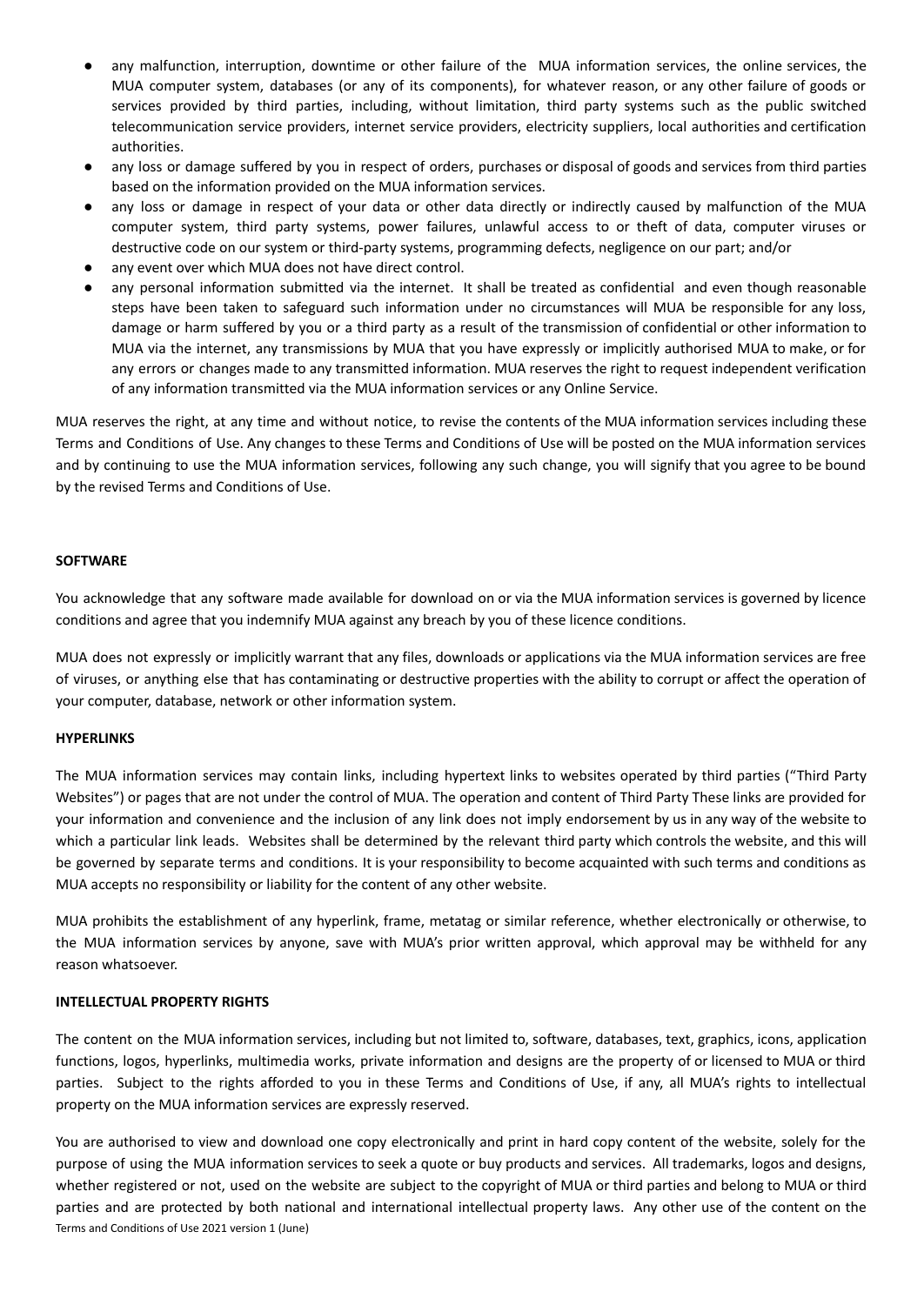- any malfunction, interruption, downtime or other failure of the MUA information services, the online services, the MUA computer system, databases (or any of its components), for whatever reason, or any other failure of goods or services provided by third parties, including, without limitation, third party systems such as the public switched telecommunication service providers, internet service providers, electricity suppliers, local authorities and certification authorities.
- any loss or damage suffered by you in respect of orders, purchases or disposal of goods and services from third parties based on the information provided on the MUA information services.
- any loss or damage in respect of your data or other data directly or indirectly caused by malfunction of the MUA computer system, third party systems, power failures, unlawful access to or theft of data, computer viruses or destructive code on our system or third-party systems, programming defects, negligence on our part; and/or
- any event over which MUA does not have direct control.
- any personal information submitted via the internet. It shall be treated as confidential and even though reasonable steps have been taken to safeguard such information under no circumstances will MUA be responsible for any loss, damage or harm suffered by you or a third party as a result of the transmission of confidential or other information to MUA via the internet, any transmissions by MUA that you have expressly or implicitly authorised MUA to make, or for any errors or changes made to any transmitted information. MUA reserves the right to request independent verification of any information transmitted via the MUA information services or any Online Service.

MUA reserves the right, at any time and without notice, to revise the contents of the MUA information services including these Terms and Conditions of Use. Any changes to these Terms and Conditions of Use will be posted on the MUA information services and by continuing to use the MUA information services, following any such change, you will signify that you agree to be bound by the revised Terms and Conditions of Use.

**SOFTWARE**

You acknowledge that any software made available for download on or via the MUA information services is governed by licence conditions and agree that you indemnify MUA against any breach by you of these licence conditions.

MUA does not expressly or implicitly warrant that any files, downloads or applications via the MUA information services are free of viruses, or anything else that has contaminating or destructive properties with the ability to corrupt or affect the operation of your computer, database, network or other information system.

**HYPERLINKS**

The MUA information services may contain links, including hypertext links to websites operated by third parties ("Third Party Websites") or pages that are not under the control of MUA. The operation and content of Third Party These links are provided for your information and convenience and the inclusion of any link does not imply endorsement by us in any way of the website to which a particular link leads. Websites shall be determined by the relevant third party which controls the website, and this will be governed by separate terms and conditions. It is your responsibility to become acquainted with such terms and conditions as MUA accepts no responsibility or liability for the content of any other website.

MUA prohibits the establishment of any hyperlink, frame, metatag or similar reference, whether electronically or otherwise, to the MUA information services by anyone, save with MUA's prior written approval, which approval may be withheld for any reason whatsoever.

**INTELLECTUAL PROPERTY RIGHTS**

The content on the MUA information services, including but not limited to, software, databases, text, graphics, icons, application functions, logos, hyperlinks, multimedia works, private information and designs are the property of or licensed to MUA or third parties. Subject to the rights afforded to you in these Terms and Conditions of Use, if any, all MUA's rights to intellectual property on the MUA information services are expressly reserved.

You are authorised to view and download one copy electronically and print in hard copy content of the website, solely for the purpose of using the MUA information services to seek a quote or buy products and services. All trademarks, logos and designs, whether registered or not, used on the website are subject to the copyright of MUA or third parties and belong to MUA or third parties and are protected by both national and international intellectual property laws. Any other use of the content on the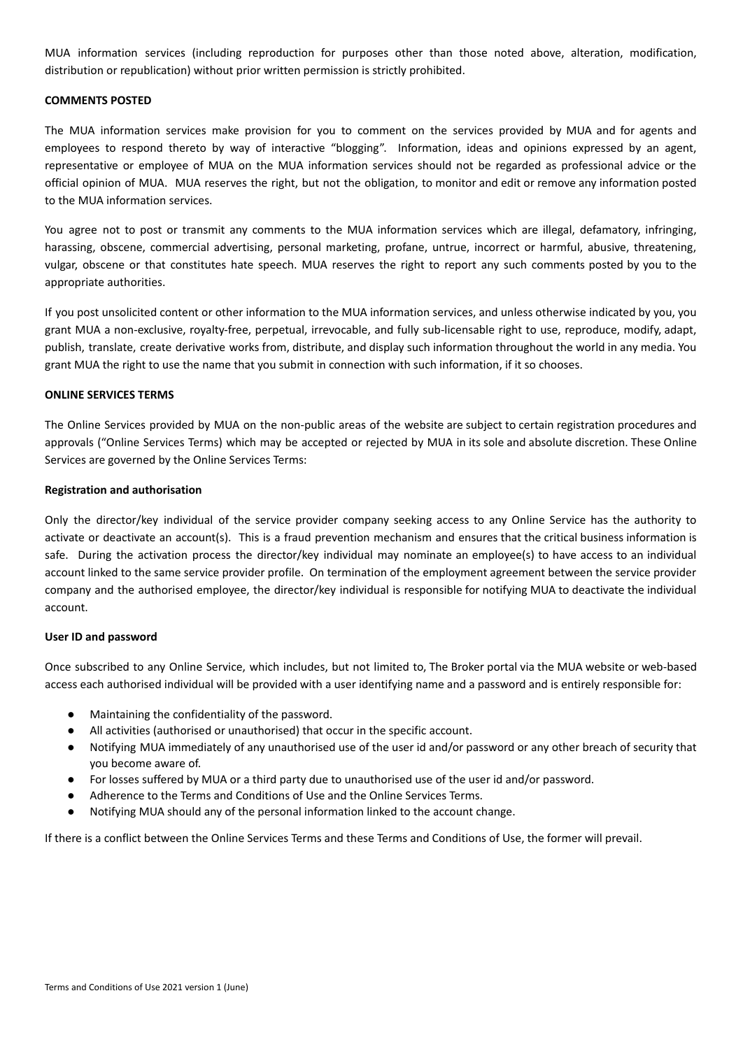MUA information services (including reproduction for purposes other than those noted above, alteration, modification, distribution or republication) without prior written permission is strictly prohibited.

**COMMENTS POSTED**

The MUA information services make provision for you to comment on the services provided by MUA and for agents and employees to respond thereto by way of interactive "blogging". Information, ideas and opinions expressed by an agent, representative or employee of MUA on the MUA information services should not be regarded as professional advice or the official opinion of MUA. MUA reserves the right, but not the obligation, to monitor and edit or remove any information posted to the MUA information services.

You agree not to post or transmit any comments to the MUA information services which are illegal, defamatory, infringing, harassing, obscene, commercial advertising, personal marketing, profane, untrue, incorrect or harmful, abusive, threatening, vulgar, obscene or that constitutes hate speech. MUA reserves the right to report any such comments posted by you to the appropriate authorities.

If you post unsolicited content or other information to the MUA information services, and unless otherwise indicated by you, you grant MUA a non-exclusive, royalty-free, perpetual, irrevocable, and fully sub-licensable right to use, reproduce, modify, adapt, publish, translate, create derivative works from, distribute, and display such information throughout the world in any media. You grant MUA the right to use the name that you submit in connection with such information, if it so chooses.

**ONLINE SERVICES TERMS**

The Online Services provided by MUA on the non-public areas of the website are subject to certain registration procedures and approvals ("Online Services Terms) which may be accepted or rejected by MUA in its sole and absolute discretion. These Online Services are governed by the Online Services Terms:

**Registration and authorisation**

Only the director/key individual of the service provider company seeking access to any Online Service has the authority to activate or deactivate an account(s). This is a fraud prevention mechanism and ensures that the critical business information is safe. During the activation process the director/key individual may nominate an employee(s) to have access to an individual account linked to the same service provider profile. On termination of the employment agreement between the service provider company and the authorised employee, the director/key individual is responsible for notifying MUA to deactivate the individual account.

**User ID and password**

Once subscribed to any Online Service, which includes, but not limited to, The Broker portal via the MUA website or web-based access each authorised individual will be provided with a user identifying name and a password and is entirely responsible for:

- Maintaining the confidentiality of the password.
- All activities (authorised or unauthorised) that occur in the specific account.
- Notifying MUA immediately of any unauthorised use of the user id and/or password or any other breach of security that you become aware of.
- For losses suffered by MUA or a third party due to unauthorised use of the user id and/or password.
- Adherence to the Terms and Conditions of Use and the Online Services Terms.
- Notifying MUA should any of the personal information linked to the account change.

If there is a conflict between the Online Services Terms and these Terms and Conditions of Use, the former will prevail.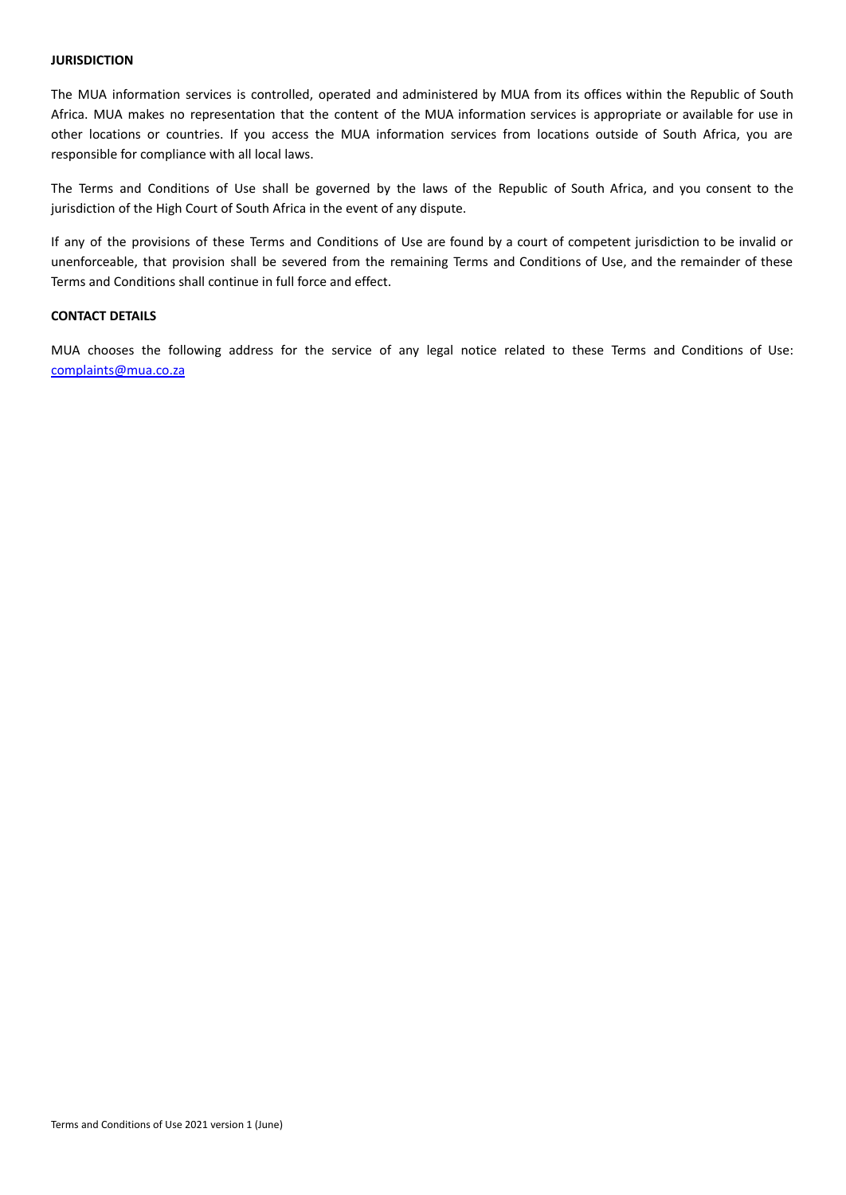**JURISDICTION**

The MUA information services is controlled, operated and administered by MUA from its offices within the Republic of South Africa. MUA makes no representation that the content of the MUA information services is appropriate or available for use in other locations or countries. If you access the MUA information services from locations outside of South Africa, you are responsible for compliance with all local laws.

The Terms and Conditions of Use shall be governed by the laws of the Republic of South Africa, and you consent to the jurisdiction of the High Court of South Africa in the event of any dispute.

If any of the provisions of these Terms and Conditions of Use are found by a court of competent jurisdiction to be invalid or unenforceable, that provision shall be severed from the remaining Terms and Conditions of Use, and the remainder of these Terms and Conditions shall continue in full force and effect.

**CONTACT DETAILS**

MUA chooses the following address for the service of any legal notice related to these Terms and Conditions of Use: complaints@mua.co.za